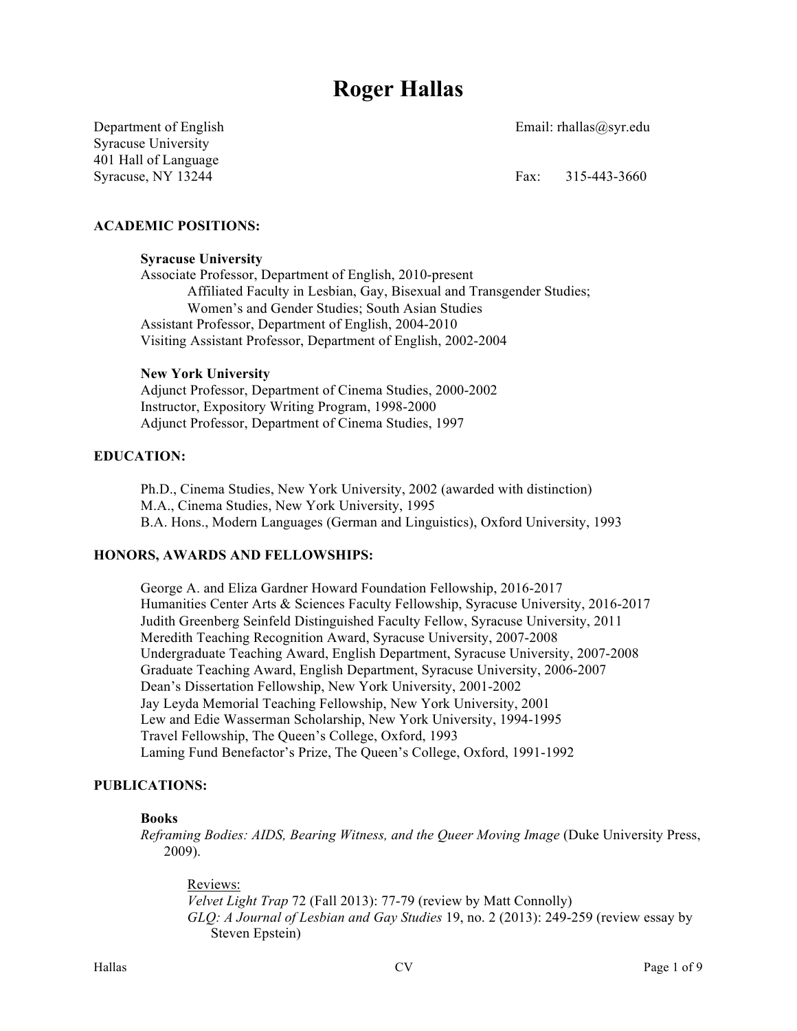# Roger Hallas

Department of English
Syracuse University
401 Hall of Language
Syracuse, NY 13244

Email: rhallas@syr.edu

Fax: 315-443-3660

## ACADEMIC POSITIONS:

**Syracuse University**
Associate Professor, Department of English, 2010-present
Affiliated Faculty in Lesbian, Gay, Bisexual and Transgender Studies; Women's and Gender Studies; South Asian Studies
Assistant Professor, Department of English, 2004-2010
Visiting Assistant Professor, Department of English, 2002-2004

**New York University**
Adjunct Professor, Department of Cinema Studies, 2000-2002
Instructor, Expository Writing Program, 1998-2000
Adjunct Professor, Department of Cinema Studies, 1997

## EDUCATION:

Ph.D., Cinema Studies, New York University, 2002 (awarded with distinction)
M.A., Cinema Studies, New York University, 1995
B.A. Hons., Modern Languages (German and Linguistics), Oxford University, 1993

## HONORS, AWARDS AND FELLOWSHIPS:

George A. and Eliza Gardner Howard Foundation Fellowship, 2016-2017
Humanities Center Arts & Sciences Faculty Fellowship, Syracuse University, 2016-2017
Judith Greenberg Seinfeld Distinguished Faculty Fellow, Syracuse University, 2011
Meredith Teaching Recognition Award, Syracuse University, 2007-2008
Undergraduate Teaching Award, English Department, Syracuse University, 2007-2008
Graduate Teaching Award, English Department, Syracuse University, 2006-2007
Dean's Dissertation Fellowship, New York University, 2001-2002
Jay Leyda Memorial Teaching Fellowship, New York University, 2001
Lew and Edie Wasserman Scholarship, New York University, 1994-1995
Travel Fellowship, The Queen's College, 1993
Laming Fund Benefactor's Prize, The Queen's College, Oxford, 1991-1992

## PUBLICATIONS:

**Books**

*Reframing Bodies: AIDS, Bearing Witness, and the Queer Moving Image* (Duke University Press, 2009).

Reviews:
*Velvet Light Trap* 72 (Fall 2013): 77-79 (review by Matt Connolly)
*GLQ: A Journal of Lesbian and Gay Studies* 19, no. 2 (2013): 249-259 (review essay by Steven Epstein)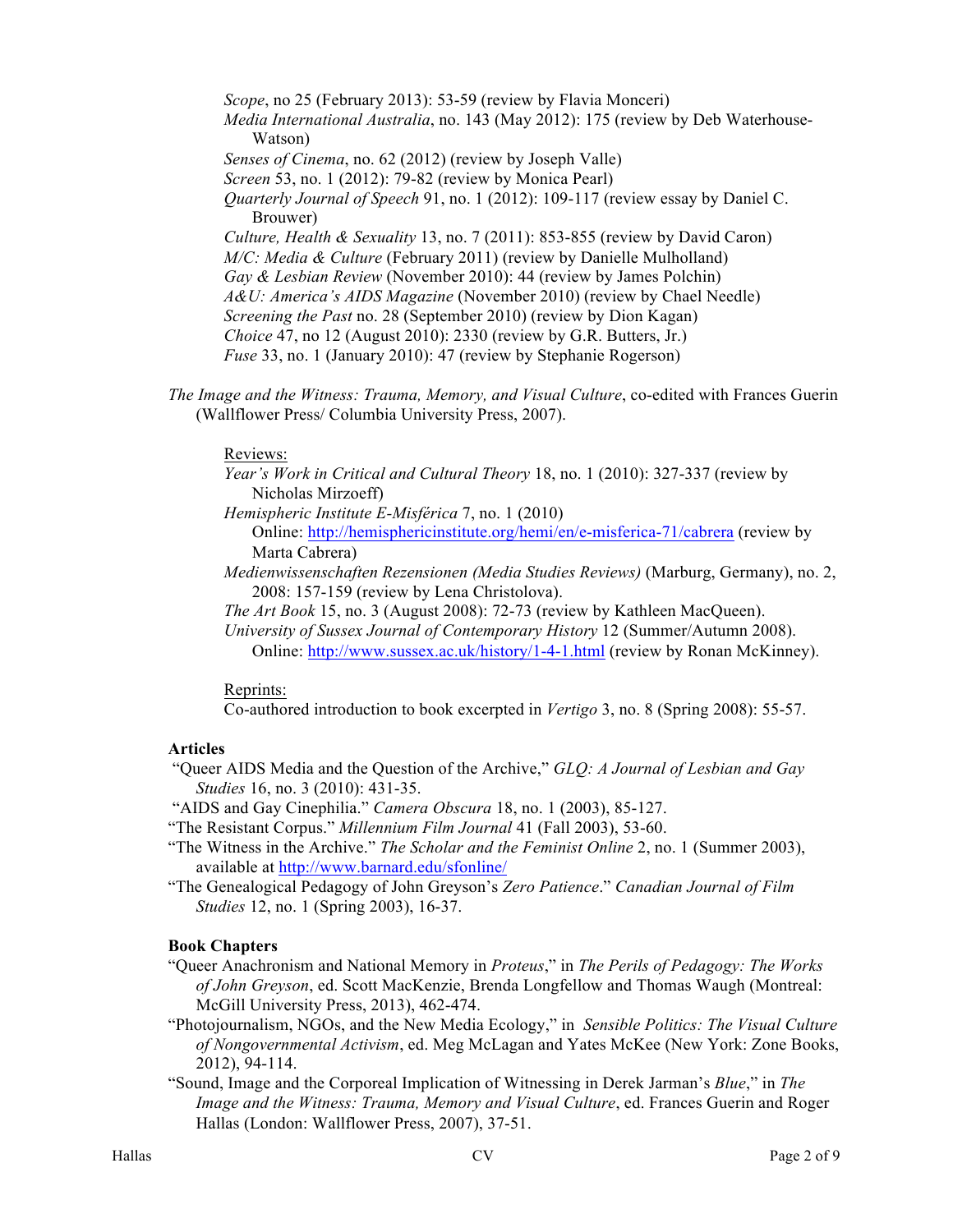*Scope*, no 25 (February 2013): 53-59 (review by Flavia Monceri)
*Media International Australia*, no. 143 (May 2012): 175 (review by Deb Waterhouse-Watson)
*Senses of Cinema*, no. 62 (2012) (review by Joseph Valle)
*Screen* 53, no. 1 (2012): 79-82 (review by Monica Pearl)
*Quarterly Journal of Speech* 91, no. 1 (2012): 109-117 (review essay by Daniel C. Brouwer)
*Culture, Health & Sexuality* 13, no. 7 (2011): 853-855 (review by David Caron)
*M/C: Media & Culture* (February 2011) (review by Danielle Mulholland)
*Gay & Lesbian Review* (November 2010): 44 (review by James Polchin)
*A&U: America's AIDS Magazine* (November 2010) (review by Chael Needle)
*Screening the Past* no. 28 (September 2010) (review by Dion Kagan)
*Choice* 47, no 12 (August 2010): 2330 (review by G.R. Butters, Jr.)
*Fuse* 33, no. 1 (January 2010): 47 (review by Stephanie Rogerson)

*The Image and the Witness: Trauma, Memory, and Visual Culture*, co-edited with Frances Guerin (Wallflower Press/ Columbia University Press, 2007).

Reviews:
*Year's Work in Critical and Cultural Theory* 18, no. 1 (2010): 327-337 (review by Nicholas Mirzoeff)
*Hemispheric Institute E-Misférica* 7, no. 1 (2010)
Online: http://hemisphericinstitute.org/hemi/en/e-misferica-71/cabrera (review by Marta Cabrera)
*Medienwissenschaften Rezensionen (Media Studies Reviews)* (Marburg, Germany), no. 2, 2008: 157-159 (review by Lena Christolova).
*The Art Book* 15, no. 3 (August 2008): 72-73 (review by Kathleen MacQueen).
*University of Sussex Journal of Contemporary History* 12 (Summer/Autumn 2008). Online: http://www.sussex.ac.uk/history/1-4-1.html (review by Ronan McKinney).

Reprints:
Co-authored introduction to book excerpted in *Vertigo* 3, no. 8 (Spring 2008): 55-57.

**Articles**

"Queer AIDS Media and the Question of the Archive," *GLQ: A Journal of Lesbian and Gay Studies* 16, no. 3 (2010): 431-35.
"AIDS and Gay Cinephilia." *Camera Obscura* 18, no. 1 (2003), 85-127.
"The Resistant Corpus." *Millennium Film Journal* 41 (Fall 2003), 53-60.
"The Witness in the Archive." *The Scholar and the Feminist Online* 2, no. 1 (Summer 2003), available at http://www.barnard.edu/sfonline/
"The Genealogical Pedagogy of John Greyson's *Zero Patience*." *Canadian Journal of Film Studies* 12, no. 1 (Spring 2003), 16-37.

**Book Chapters**

"Queer Anachronism and National Memory in *Proteus*," in *The Perils of Pedagogy: The Works of John Greyson*, ed. Scott MacKenzie, Brenda Longfellow and Thomas Waugh (Montreal: McGill University Press, 2013), 462-474.
"Photojournalism, NGOs, and the New Media Ecology," in *Sensible Politics: The Visual Culture of Nongovernmental Activism*, ed. Meg McLagan and Yates McKee (New York: Zone Books, 2012), 94-114.
"Sound, Image and the Corporeal Implication of Witnessing in Derek Jarman's *Blue*," in *The Image and the Witness: Trauma, Memory and Visual Culture*, ed. Frances Guerin and Roger Hallas (London: Wallflower Press, 2007), 37-51.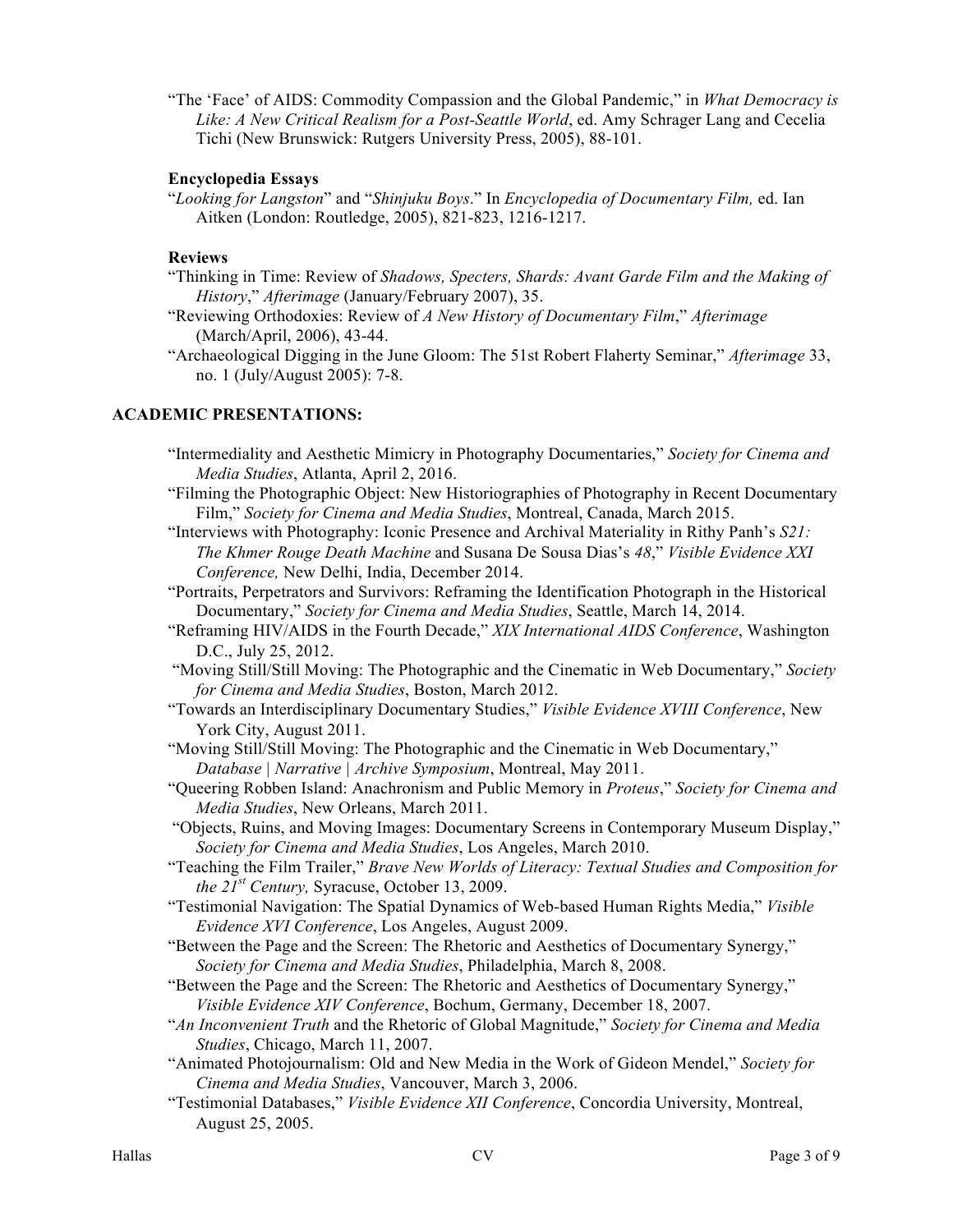"The 'Face' of AIDS: Commodity Compassion and the Global Pandemic," in *What Democracy is Like: A New Critical Realism for a Post-Seattle World*, ed. Amy Schrager Lang and Cecelia Tichi (New Brunswick: Rutgers University Press, 2005), 88-101.

**Encyclopedia Essays**

"*Looking for Langston*" and "*Shinjuku Boys*." In *Encyclopedia of Documentary Film,* ed. Ian Aitken (London: Routledge, 2005), 821-823, 1216-1217.

**Reviews**

"Thinking in Time: Review of *Shadows, Specters, Shards: Avant Garde Film and the Making of History*," *Afterimage* (January/February 2007), 35.

"Reviewing Orthodoxies: Review of *A New History of Documentary Film*," *Afterimage* (March/April, 2006), 43-44.

"Archaeological Digging in the June Gloom: The 51st Robert Flaherty Seminar," *Afterimage* 33, no. 1 (July/August 2005): 7-8.

## ACADEMIC PRESENTATIONS:

"Intermediality and Aesthetic Mimicry in Photography Documentaries," *Society for Cinema and Media Studies*, Atlanta, April 2, 2016.

"Filming the Photographic Object: New Historiographies of Photography in Recent Documentary Film," *Society for Cinema and Media Studies*, Montreal, Canada, March 2015.

"Interviews with Photography: Iconic Presence and Archival Materiality in Rithy Panh's *S21: The Khmer Rouge Death Machine* and Susana De Sousa Dias's *48*," *Visible Evidence XXI Conference,* New Delhi, India, December 2014.

"Portraits, Perpetrators and Survivors: Reframing the Identification Photograph in the Historical Documentary," *Society for Cinema and Media Studies*, Seattle, March 14, 2014.

"Reframing HIV/AIDS in the Fourth Decade," *XIX International AIDS Conference*, Washington D.C., July 25, 2012.

"Moving Still/Still Moving: The Photographic and the Cinematic in Web Documentary," *Society for Cinema and Media Studies*, Boston, March 2012.

"Towards an Interdisciplinary Documentary Studies," *Visible Evidence XVIII Conference*, New York City, August 2011.

"Moving Still/Still Moving: The Photographic and the Cinematic in Web Documentary," *Database | Narrative | Archive Symposium*, Montreal, May 2011.

"Queering Robben Island: Anachronism and Public Memory in *Proteus*," *Society for Cinema and Media Studies*, New Orleans, March 2011.

"Objects, Ruins, and Moving Images: Documentary Screens in Contemporary Museum Display," *Society for Cinema and Media Studies*, Los Angeles, March 2010.

"Teaching the Film Trailer," *Brave New Worlds of Literacy: Textual Studies and Composition for the 21st Century,* Syracuse, October 13, 2009.

"Testimonial Navigation: The Spatial Dynamics of Web-based Human Rights Media," *Visible Evidence XVI Conference*, Los Angeles, August 2009.

"Between the Page and the Screen: The Rhetoric and Aesthetics of Documentary Synergy," *Society for Cinema and Media Studies*, Philadelphia, March 8, 2008.

"Between the Page and the Screen: The Rhetoric and Aesthetics of Documentary Synergy," *Visible Evidence XIV Conference*, Bochum, Germany, December 18, 2007.

"*An Inconvenient Truth* and the Rhetoric of Global Magnitude," *Society for Cinema and Media Studies*, Chicago, March 11, 2007.

"Animated Photojournalism: Old and New Media in the Work of Gideon Mendel," *Society for Cinema and Media Studies*, Vancouver, March 3, 2006.

"Testimonial Databases," *Visible Evidence XII Conference*, Concordia University, Montreal, August 25, 2005.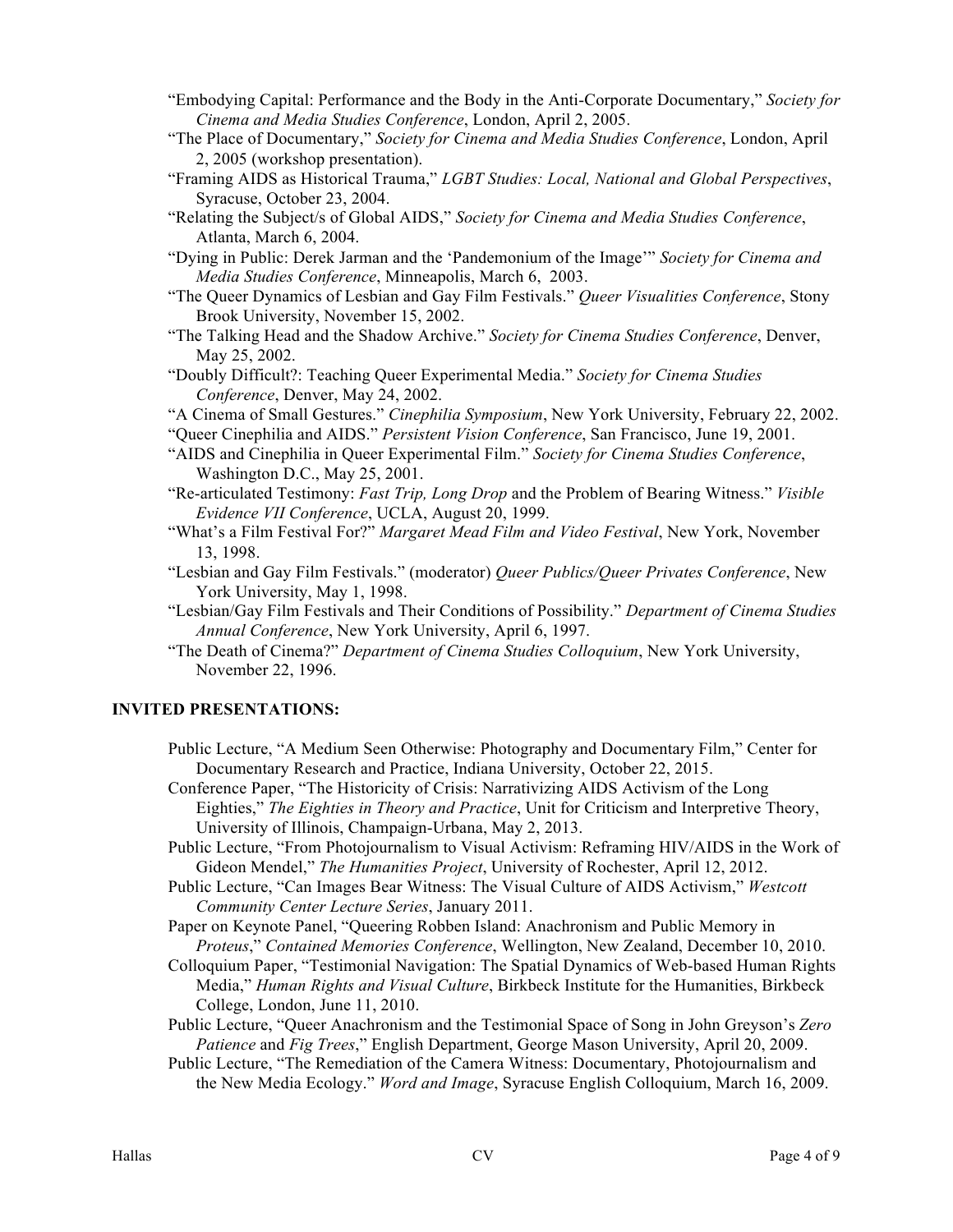- "Embodying Capital: Performance and the Body in the Anti-Corporate Documentary," *Society for Cinema and Media Studies Conference*, London, April 2, 2005.
- "The Place of Documentary," *Society for Cinema and Media Studies Conference*, London, April 2, 2005 (workshop presentation).
- "Framing AIDS as Historical Trauma," *LGBT Studies: Local, National and Global Perspectives*, Syracuse, October 23, 2004.
- "Relating the Subject/s of Global AIDS," *Society for Cinema and Media Studies Conference*, Atlanta, March 6, 2004.
- "Dying in Public: Derek Jarman and the 'Pandemonium of the Image'" *Society for Cinema and Media Studies Conference*, Minneapolis, March 6, 2003.
- "The Queer Dynamics of Lesbian and Gay Film Festivals." *Queer Visualities Conference*, Stony Brook University, November 15, 2002.
- "The Talking Head and the Shadow Archive." *Society for Cinema Studies Conference*, Denver, May 25, 2002.
- "Doubly Difficult?: Teaching Queer Experimental Media." *Society for Cinema Studies Conference*, Denver, May 24, 2002.
- "A Cinema of Small Gestures." *Cinephilia Symposium*, New York University, February 22, 2002.
- "Queer Cinephilia and AIDS." *Persistent Vision Conference*, San Francisco, June 19, 2001.
- "AIDS and Cinephilia in Queer Experimental Film." *Society for Cinema Studies Conference*, Washington D.C., May 25, 2001.
- "Re-articulated Testimony: *Fast Trip, Long Drop* and the Problem of Bearing Witness." *Visible Evidence VII Conference*, UCLA, August 20, 1999.
- "What's a Film Festival For?" *Margaret Mead Film and Video Festival*, New York, November 13, 1998.
- "Lesbian and Gay Film Festivals." (moderator) *Queer Publics/Queer Privates Conference*, New York University, May 1, 1998.
- "Lesbian/Gay Film Festivals and Their Conditions of Possibility." *Department of Cinema Studies Annual Conference*, New York University, April 6, 1997.
- "The Death of Cinema?" *Department of Cinema Studies Colloquium*, New York University, November 22, 1996.

## INVITED PRESENTATIONS:

- Public Lecture, "A Medium Seen Otherwise: Photography and Documentary Film," Center for Documentary Research and Practice, Indiana University, October 22, 2015.
- Conference Paper, "The Historicity of Crisis: Narrativizing AIDS Activism of the Long Eighties," *The Eighties in Theory and Practice*, Unit for Criticism and Interpretive Theory, University of Illinois, Champaign-Urbana, May 2, 2013.
- Public Lecture, "From Photojournalism to Visual Activism: Reframing HIV/AIDS in the Work of Gideon Mendel," *The Humanities Project*, University of Rochester, April 12, 2012.
- Public Lecture, "Can Images Bear Witness: The Visual Culture of AIDS Activism," *Westcott Community Center Lecture Series*, January 2011.
- Paper on Keynote Panel, "Queering Robben Island: Anachronism and Public Memory in *Proteus*," *Contained Memories Conference*, Wellington, New Zealand, December 10, 2010.
- Colloquium Paper, "Testimonial Navigation: The Spatial Dynamics of Web-based Human Rights Media," *Human Rights and Visual Culture*, Birkbeck Institute for the Humanities, Birkbeck College, London, June 11, 2010.
- Public Lecture, "Queer Anachronism and the Testimonial Space of Song in John Greyson's *Zero Patience* and *Fig Trees*," English Department, George Mason University, April 20, 2009.
- Public Lecture, "The Remediation of the Camera Witness: Documentary, Photojournalism and the New Media Ecology." *Word and Image*, Syracuse English Colloquium, March 16, 2009.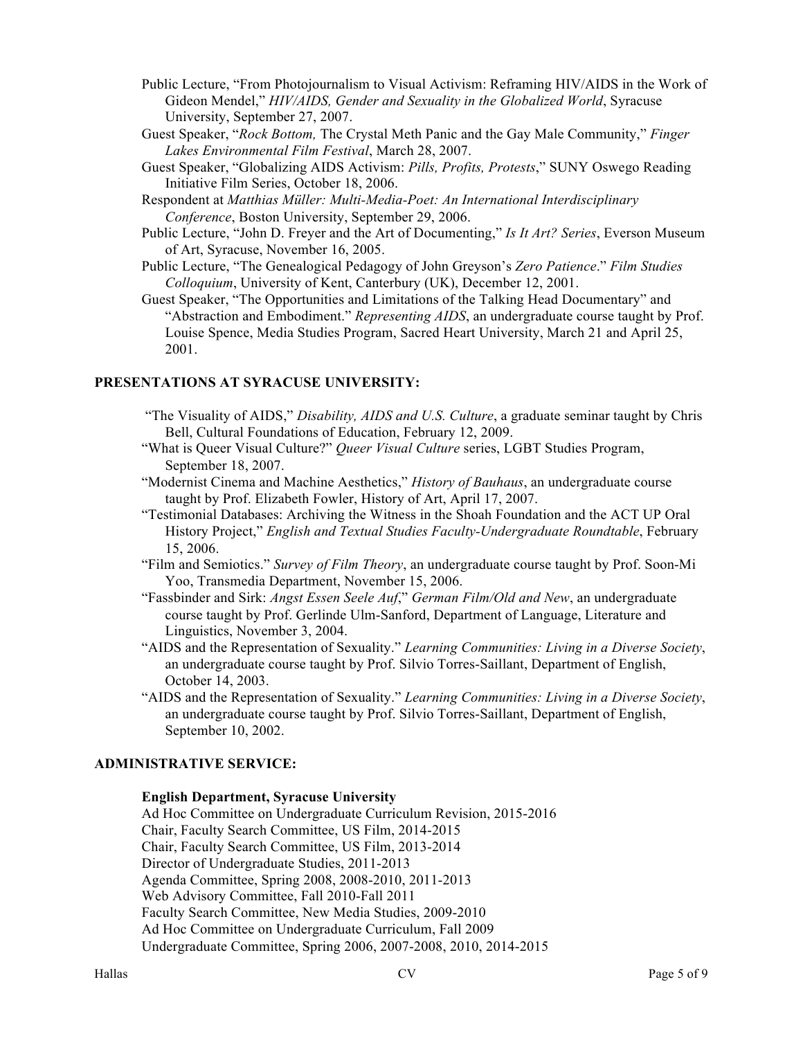Public Lecture, "From Photojournalism to Visual Activism: Reframing HIV/AIDS in the Work of Gideon Mendel," *HIV/AIDS, Gender and Sexuality in the Globalized World*, Syracuse University, September 27, 2007.

Guest Speaker, "*Rock Bottom,* The Crystal Meth Panic and the Gay Male Community," *Finger Lakes Environmental Film Festival*, March 28, 2007.

Guest Speaker, "Globalizing AIDS Activism: *Pills, Profits, Protests*," SUNY Oswego Reading Initiative Film Series, October 18, 2006.

Respondent at *Matthias Müller: Multi-Media-Poet: An International Interdisciplinary Conference*, Boston University, September 29, 2006.

Public Lecture, "John D. Freyer and the Art of Documenting," *Is It Art? Series*, Everson Museum of Art, Syracuse, November 16, 2005.

Public Lecture, "The Genealogical Pedagogy of John Greyson's *Zero Patience*." *Film Studies Colloquium*, University of Kent, Canterbury (UK), December 12, 2001.

Guest Speaker, "The Opportunities and Limitations of the Talking Head Documentary" and "Abstraction and Embodiment." *Representing AIDS*, an undergraduate course taught by Prof. Louise Spence, Media Studies Program, Sacred Heart University, March 21 and April 25, 2001.

## PRESENTATIONS AT SYRACUSE UNIVERSITY:

"The Visuality of AIDS," *Disability, AIDS and U.S. Culture*, a graduate seminar taught by Chris Bell, Cultural Foundations of Education, February 12, 2009.

"What is Queer Visual Culture?" *Queer Visual Culture* series, LGBT Studies Program, September 18, 2007.

"Modernist Cinema and Machine Aesthetics," *History of Bauhaus*, an undergraduate course taught by Prof. Elizabeth Fowler, History of Art, April 17, 2007.

"Testimonial Databases: Archiving the Witness in the Shoah Foundation and the ACT UP Oral History Project," *English and Textual Studies Faculty-Undergraduate Roundtable*, February 15, 2006.

"Film and Semiotics." *Survey of Film Theory*, an undergraduate course taught by Prof. Soon-Mi Yoo, Transmedia Department, November 15, 2006.

"Fassbinder and Sirk: *Angst Essen Seele Auf*," *German Film/Old and New*, an undergraduate course taught by Prof. Gerlinde Ulm-Sanford, Department of Language, Literature and Linguistics, November 3, 2004.

"AIDS and the Representation of Sexuality." *Learning Communities: Living in a Diverse Society*, an undergraduate course taught by Prof. Silvio Torres-Saillant, Department of English, October 14, 2003.

"AIDS and the Representation of Sexuality." *Learning Communities: Living in a Diverse Society*, an undergraduate course taught by Prof. Silvio Torres-Saillant, Department of English, September 10, 2002.

## ADMINISTRATIVE SERVICE:

**English Department, Syracuse University**

Ad Hoc Committee on Undergraduate Curriculum Revision, 2015-2016
Chair, Faculty Search Committee, US Film, 2014-2015
Chair, Faculty Search Committee, US Film, 2013-2014
Director of Undergraduate Studies, 2011-2013
Agenda Committee, Spring 2008, 2008-2010, 2011-2013
Web Advisory Committee, Fall 2010-Fall 2011
Faculty Search Committee, New Media Studies, 2009-2010
Ad Hoc Committee on Undergraduate Curriculum, Fall 2009
Undergraduate Committee, Spring 2006, 2007-2008, 2010, 2014-2015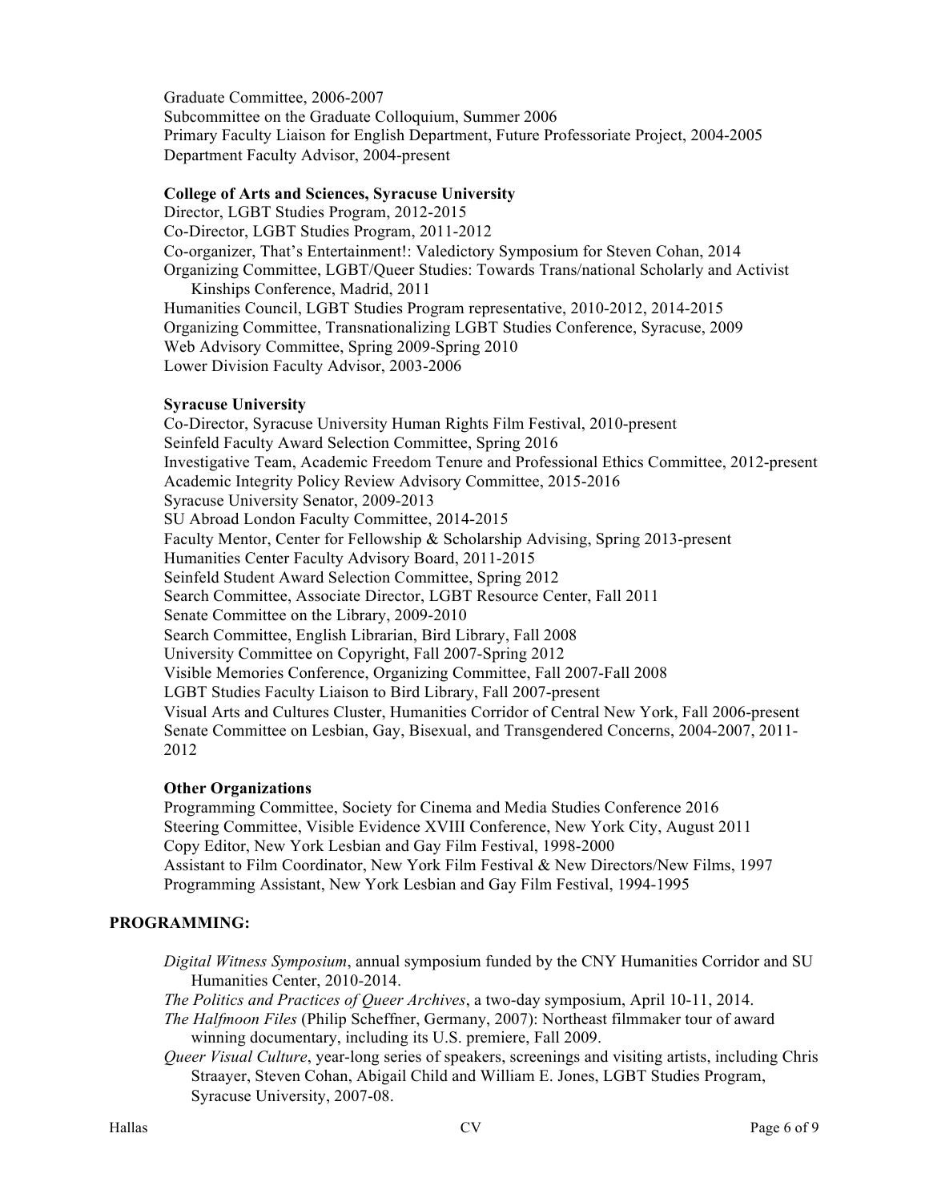Graduate Committee, 2006-2007
Subcommittee on the Graduate Colloquium, Summer 2006
Primary Faculty Liaison for English Department, Future Professoriate Project, 2004-2005
Department Faculty Advisor, 2004-present

**College of Arts and Sciences, Syracuse University**
Director, LGBT Studies Program, 2012-2015
Co-Director, LGBT Studies Program, 2011-2012
Co-organizer, That's Entertainment!: Valedictory Symposium for Steven Cohan, 2014
Organizing Committee, LGBT/Queer Studies: Towards Trans/national Scholarly and Activist Kinships Conference, Madrid, 2011
Humanities Council, LGBT Studies Program representative, 2010-2012, 2014-2015
Organizing Committee, Transnationalizing LGBT Studies Conference, Syracuse, 2009
Web Advisory Committee, Spring 2009-Spring 2010
Lower Division Faculty Advisor, 2003-2006

**Syracuse University**
Co-Director, Syracuse University Human Rights Film Festival, 2010-present
Seinfeld Faculty Award Selection Committee, Spring 2016
Investigative Team, Academic Freedom Tenure and Professional Ethics Committee, 2012-present
Academic Integrity Policy Review Advisory Committee, 2015-2016
Syracuse University Senator, 2009-2013
SU Abroad London Faculty Committee, 2014-2015
Faculty Mentor, Center for Fellowship & Scholarship Advising, Spring 2013-present
Humanities Center Faculty Advisory Board, 2011-2015
Seinfeld Student Award Selection Committee, Spring 2012
Search Committee, Associate Director, LGBT Resource Center, Fall 2011
Senate Committee on the Library, 2009-2010
Search Committee, English Librarian, Bird Library, Fall 2008
University Committee on Copyright, Fall 2007-Spring 2012
Visible Memories Conference, Organizing Committee, Fall 2007-Fall 2008
LGBT Studies Faculty Liaison to Bird Library, Fall 2007-present
Visual Arts and Cultures Cluster, Humanities Corridor of Central New York, Fall 2006-present
Senate Committee on Lesbian, Gay, Bisexual, and Transgendered Concerns, 2004-2007, 2011-2012

**Other Organizations**
Programming Committee, Society for Cinema and Media Studies Conference 2016
Steering Committee, Visible Evidence XVIII Conference, New York City, August 2011
Copy Editor, New York Lesbian and Gay Film Festival, 1998-2000
Assistant to Film Coordinator, New York Film Festival & New Directors/New Films, 1997
Programming Assistant, New York Lesbian and Gay Film Festival, 1994-1995

## PROGRAMMING:

*Digital Witness Symposium*, annual symposium funded by the CNY Humanities Corridor and SU Humanities Center, 2010-2014.

*The Politics and Practices of Queer Archives*, a two-day symposium, April 10-11, 2014.

*The Halfmoon Files* (Philip Scheffner, Germany, 2007): Northeast filmmaker tour of award winning documentary, including its U.S. premiere, Fall 2009.

*Queer Visual Culture*, year-long series of speakers, screenings and visiting artists, including Chris Straayer, Steven Cohan, Abigail Child and William E. Jones, LGBT Studies Program, Syracuse University, 2007-08.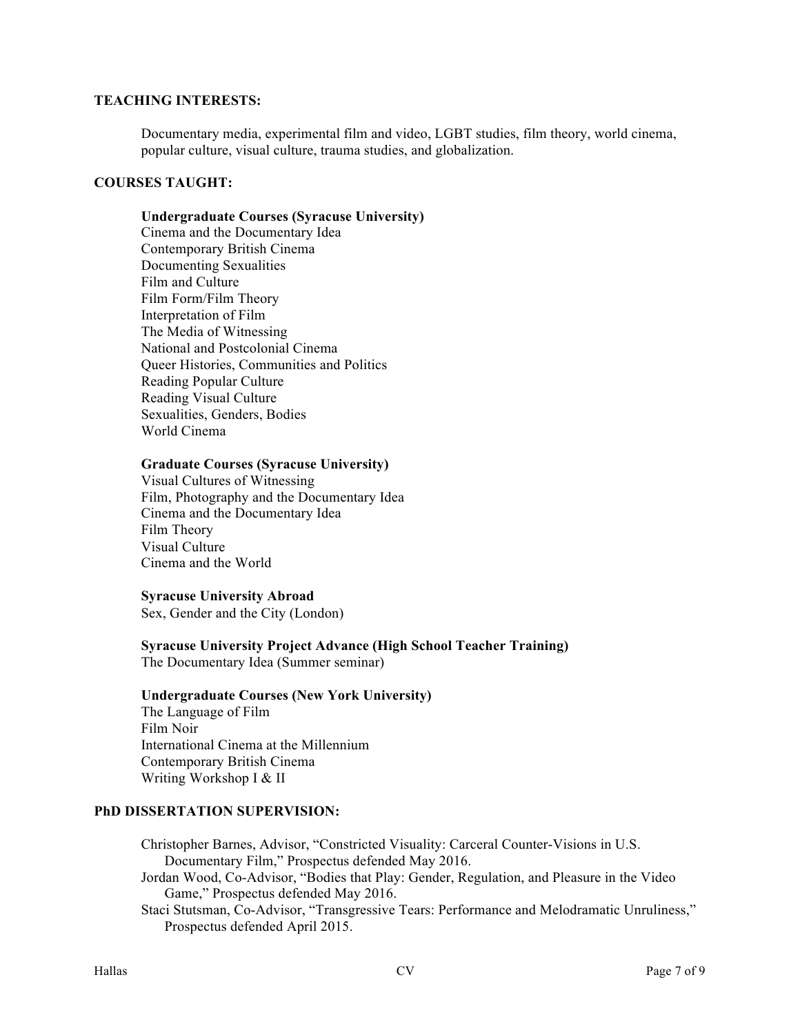## TEACHING INTERESTS:

Documentary media, experimental film and video, LGBT studies, film theory, world cinema, popular culture, visual culture, trauma studies, and globalization.

## COURSES TAUGHT:

**Undergraduate Courses (Syracuse University)**
Cinema and the Documentary Idea
Contemporary British Cinema
Documenting Sexualities
Film and Culture
Film Form/Film Theory
Interpretation of Film
The Media of Witnessing
National and Postcolonial Cinema
Queer Histories, Communities and Politics
Reading Popular Culture
Reading Visual Culture
Sexualities, Genders, Bodies
World Cinema

**Graduate Courses (Syracuse University)**
Visual Cultures of Witnessing
Film, Photography and the Documentary Idea
Cinema and the Documentary Idea
Film Theory
Visual Culture
Cinema and the World

**Syracuse University Abroad**
Sex, Gender and the City (London)

**Syracuse University Project Advance (High School Teacher Training)**
The Documentary Idea (Summer seminar)

**Undergraduate Courses (New York University)**
The Language of Film
Film Noir
International Cinema at the Millennium
Contemporary British Cinema
Writing Workshop I & II

## PhD DISSERTATION SUPERVISION:

Christopher Barnes, Advisor, "Constricted Visuality: Carceral Counter-Visions in U.S. Documentary Film," Prospectus defended May 2016.

Jordan Wood, Co-Advisor, "Bodies that Play: Gender, Regulation, and Pleasure in the Video Game," Prospectus defended May 2016.

Staci Stutsman, Co-Advisor, "Transgressive Tears: Performance and Melodramatic Unruliness," Prospectus defended April 2015.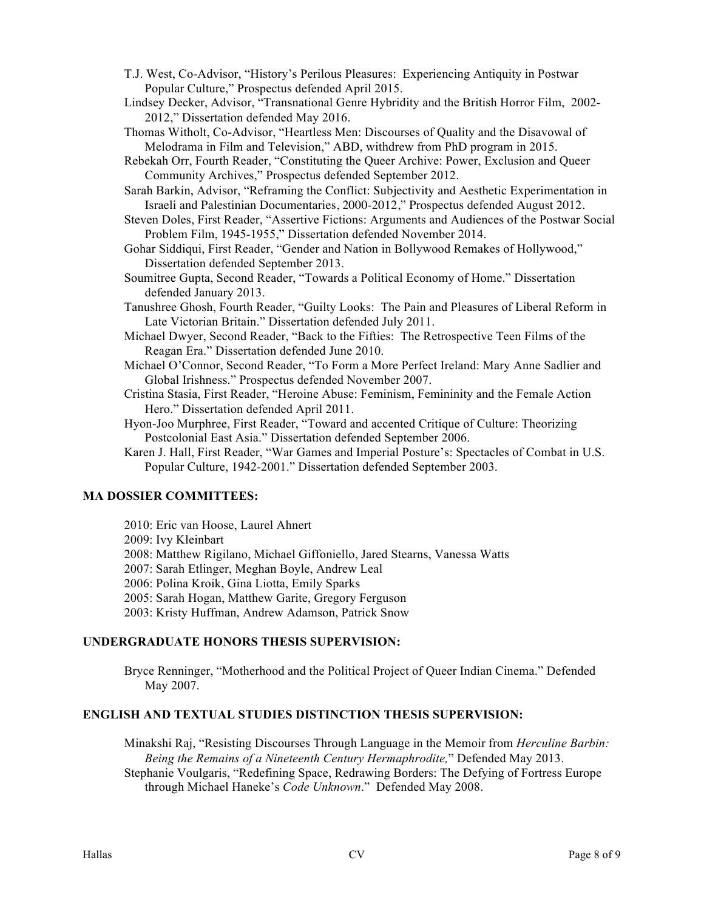T.J. West, Co-Advisor, "History's Perilous Pleasures: Experiencing Antiquity in Postwar Popular Culture," Prospectus defended April 2015.

Lindsey Decker, Advisor, "Transnational Genre Hybridity and the British Horror Film, 2002-2012," Dissertation defended May 2016.

Thomas Witholt, Co-Advisor, "Heartless Men: Discourses of Quality and the Disavowal of Melodrama in Film and Television," ABD, withdrew from PhD program in 2015.

Rebekah Orr, Fourth Reader, "Constituting the Queer Archive: Power, Exclusion and Queer Community Archives," Prospectus defended September 2012.

Sarah Barkin, Advisor, "Reframing the Conflict: Subjectivity and Aesthetic Experimentation in Israeli and Palestinian Documentaries, 2000-2012," Prospectus defended August 2012.

Steven Doles, First Reader, "Assertive Fictions: Arguments and Audiences of the Postwar Social Problem Film, 1945-1955," Dissertation defended November 2014.

Gohar Siddiqui, First Reader, "Gender and Nation in Bollywood Remakes of Hollywood," Dissertation defended September 2013.

Soumitree Gupta, Second Reader, "Towards a Political Economy of Home." Dissertation defended January 2013.

Tanushree Ghosh, Fourth Reader, "Guilty Looks: The Pain and Pleasures of Liberal Reform in Late Victorian Britain." Dissertation defended July 2011.

Michael Dwyer, Second Reader, "Back to the Fifties: The Retrospective Teen Films of the Reagan Era." Dissertation defended June 2010.

Michael O'Connor, Second Reader, "To Form a More Perfect Ireland: Mary Anne Sadlier and Global Irishness." Prospectus defended November 2007.

Cristina Stasia, First Reader, "Heroine Abuse: Feminism, Femininity and the Female Action Hero." Dissertation defended April 2011.

Hyon-Joo Murphree, First Reader, "Toward and accented Critique of Culture: Theorizing Postcolonial East Asia." Dissertation defended September 2006.

Karen J. Hall, First Reader, "War Games and Imperial Posture's: Spectacles of Combat in U.S. Popular Culture, 1942-2001." Dissertation defended September 2003.

**MA DOSSIER COMMITTEES:**

2010: Eric van Hoose, Laurel Ahnert
2009: Ivy Kleinbart
2008: Matthew Rigilano, Michael Giffoniello, Jared Stearns, Vanessa Watts
2007: Sarah Etlinger, Meghan Boyle, Andrew Leal
2006: Polina Kroik, Gina Liotta, Emily Sparks
2005: Sarah Hogan, Matthew Garite, Gregory Ferguson
2003: Kristy Huffman, Andrew Adamson, Patrick Snow

**UNDERGRADUATE HONORS THESIS SUPERVISION:**

Bryce Renninger, "Motherhood and the Political Project of Queer Indian Cinema." Defended May 2007.

**ENGLISH AND TEXTUAL STUDIES DISTINCTION THESIS SUPERVISION:**

Minakshi Raj, "Resisting Discourses Through Language in the Memoir from *Herculine Barbin: Being the Remains of a Nineteenth Century Hermaphrodite,*" Defended May 2013.

Stephanie Voulgaris, "Redefining Space, Redrawing Borders: The Defying of Fortress Europe through Michael Haneke's *Code Unknown*." Defended May 2008.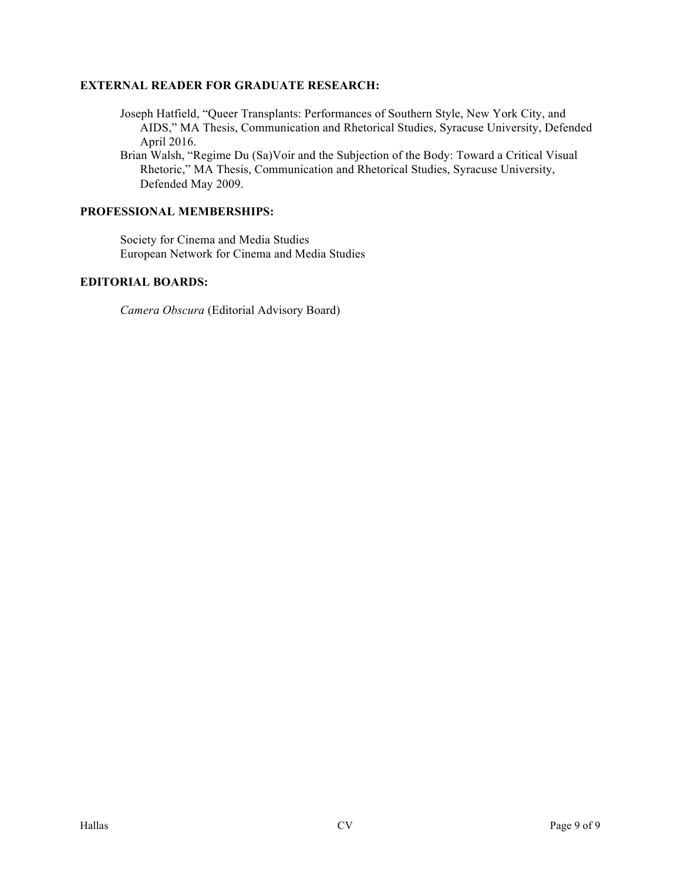## EXTERNAL READER FOR GRADUATE RESEARCH:

Joseph Hatfield, "Queer Transplants: Performances of Southern Style, New York City, and AIDS," MA Thesis, Communication and Rhetorical Studies, Syracuse University, Defended April 2016.

Brian Walsh, "Regime Du (Sa)Voir and the Subjection of the Body: Toward a Critical Visual Rhetoric," MA Thesis, Communication and Rhetorical Studies, Syracuse University, Defended May 2009.

## PROFESSIONAL MEMBERSHIPS:

Society for Cinema and Media Studies
European Network for Cinema and Media Studies

## EDITORIAL BOARDS:

*Camera Obscura* (Editorial Advisory Board)